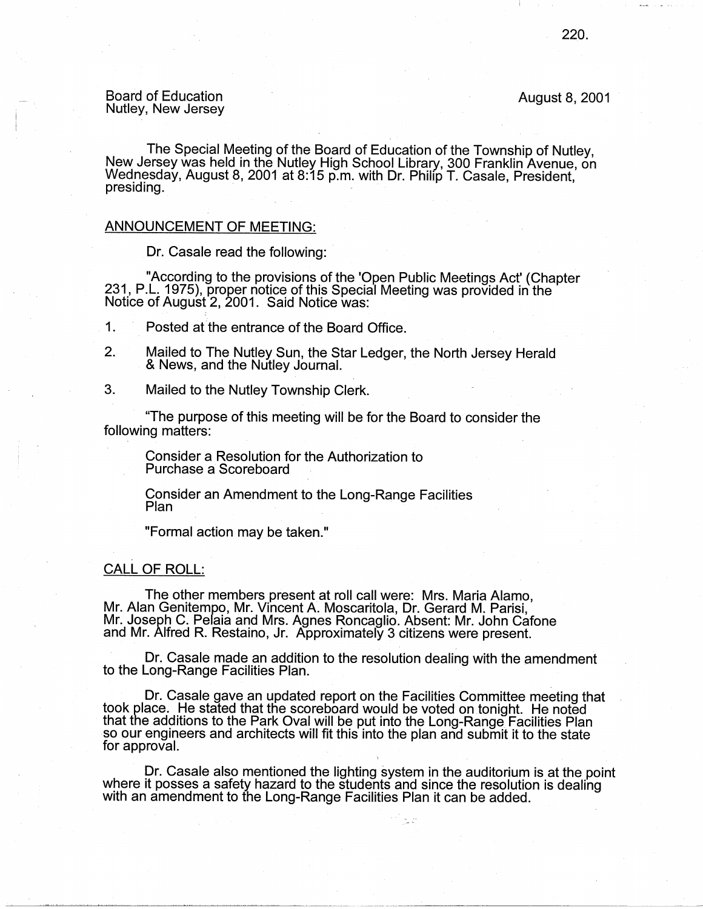Board of Education
Nutley, New Jersey

August 8, 2001

The Special Meeting of the Board of Education of the Township of Nutley, New Jersey was held in the Nutley High School Library, 300 Franklin Avenue, on Wednesday, August 8, 2001 at 8:15 p.m. with Dr. Philip T. Casale, President, presiding.

## ANNOUNCEMENT OF MEETING:

Dr. Casale read the following:

"According to the provisions of the 'Open Public Meetings Act' (Chapter 231, P.L. 1975), proper notice of this Special Meeting was provided in the Notice of August 2, 2001. Said Notice was:

1. Posted at the entrance of the Board Office.
2. Mailed to The Nutley Sun, the Star Ledger, the North Jersey Herald & News, and the Nutley Journal.
3. Mailed to the Nutley Township Clerk.

"The purpose of this meeting will be for the Board to consider the following matters:

Consider a Resolution for the Authorization to Purchase a Scoreboard

Consider an Amendment to the Long-Range Facilities Plan

"Formal action may be taken."

## CALL OF ROLL:

The other members present at roll call were: Mrs. Maria Alamo, Mr. Alan Genitempo, Mr. Vincent A. Moscaritola, Dr. Gerard M. Parisi, Mr. Joseph C. Pelaia and Mrs. Agnes Roncaglio. Absent: Mr. John Cafone and Mr. Alfred R. Restaino, Jr. Approximately 3 citizens were present.

Dr. Casale made an addition to the resolution dealing with the amendment to the Long-Range Facilities Plan.

Dr. Casale gave an updated report on the Facilities Committee meeting that took place. He stated that the scoreboard would be voted on tonight. He noted that the additions to the Park Oval will be put into the Long-Range Facilities Plan so our engineers and architects will fit this into the plan and submit it to the state for approval.

Dr. Casale also mentioned the lighting system in the auditorium is at the point where it posses a safety hazard to the students and since the resolution is dealing with an amendment to the Long-Range Facilities Plan it can be added.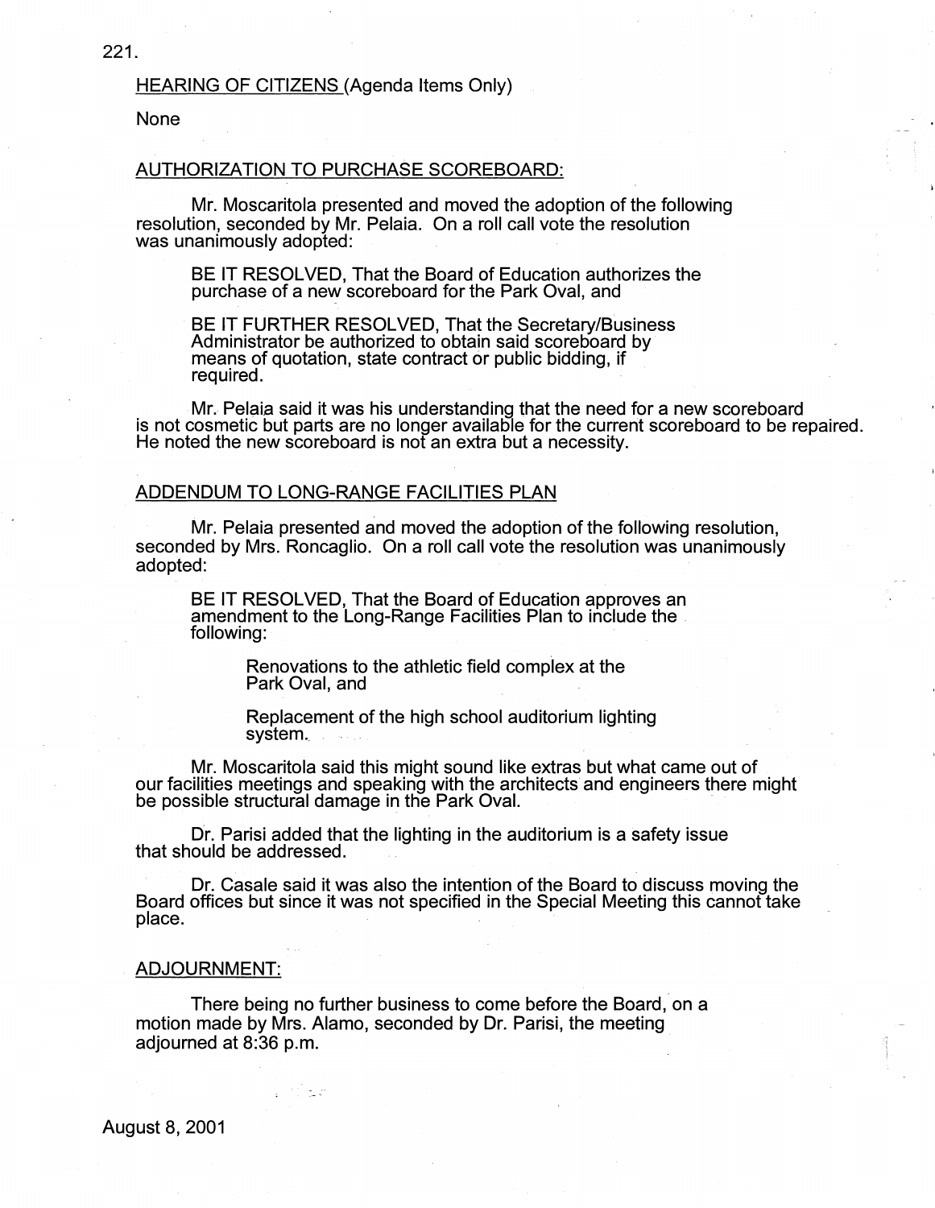HEARING OF CITIZENS (Agenda Items Only)

None

AUTHORIZATION TO PURCHASE SCOREBOARD:

Mr. Moscaritola presented and moved the adoption of the following resolution, seconded by Mr. Pelaia. On a roll call vote the resolution was unanimously adopted:

> BE IT RESOLVED, That the Board of Education authorizes the purchase of a new scoreboard for the Park Oval, and
>
> BE IT FURTHER RESOLVED, That the Secretary/Business Administrator be authorized to obtain said scoreboard by means of quotation, state contract or public bidding, if required.

Mr. Pelaia said it was his understanding that the need for a new scoreboard is not cosmetic but parts are no longer available for the current scoreboard to be repaired. He noted the new scoreboard is not an extra but a necessity.

ADDENDUM TO LONG-RANGE FACILITIES PLAN

Mr. Pelaia presented and moved the adoption of the following resolution, seconded by Mrs. Roncaglio. On a roll call vote the resolution was unanimously adopted:

> BE IT RESOLVED, That the Board of Education approves an amendment to the Long-Range Facilities Plan to include the following:
>
> Renovations to the athletic field complex at the Park Oval, and
>
> Replacement of the high school auditorium lighting system.

Mr. Moscaritola said this might sound like extras but what came out of our facilities meetings and speaking with the architects and engineers there might be possible structural damage in the Park Oval.

Dr. Parisi added that the lighting in the auditorium is a safety issue that should be addressed.

Dr. Casale said it was also the intention of the Board to discuss moving the Board offices but since it was not specified in the Special Meeting this cannot take place.

ADJOURNMENT:

There being no further business to come before the Board, on a motion made by Mrs. Alamo, seconded by Dr. Parisi, the meeting adjourned at 8:36 p.m.

August 8, 2001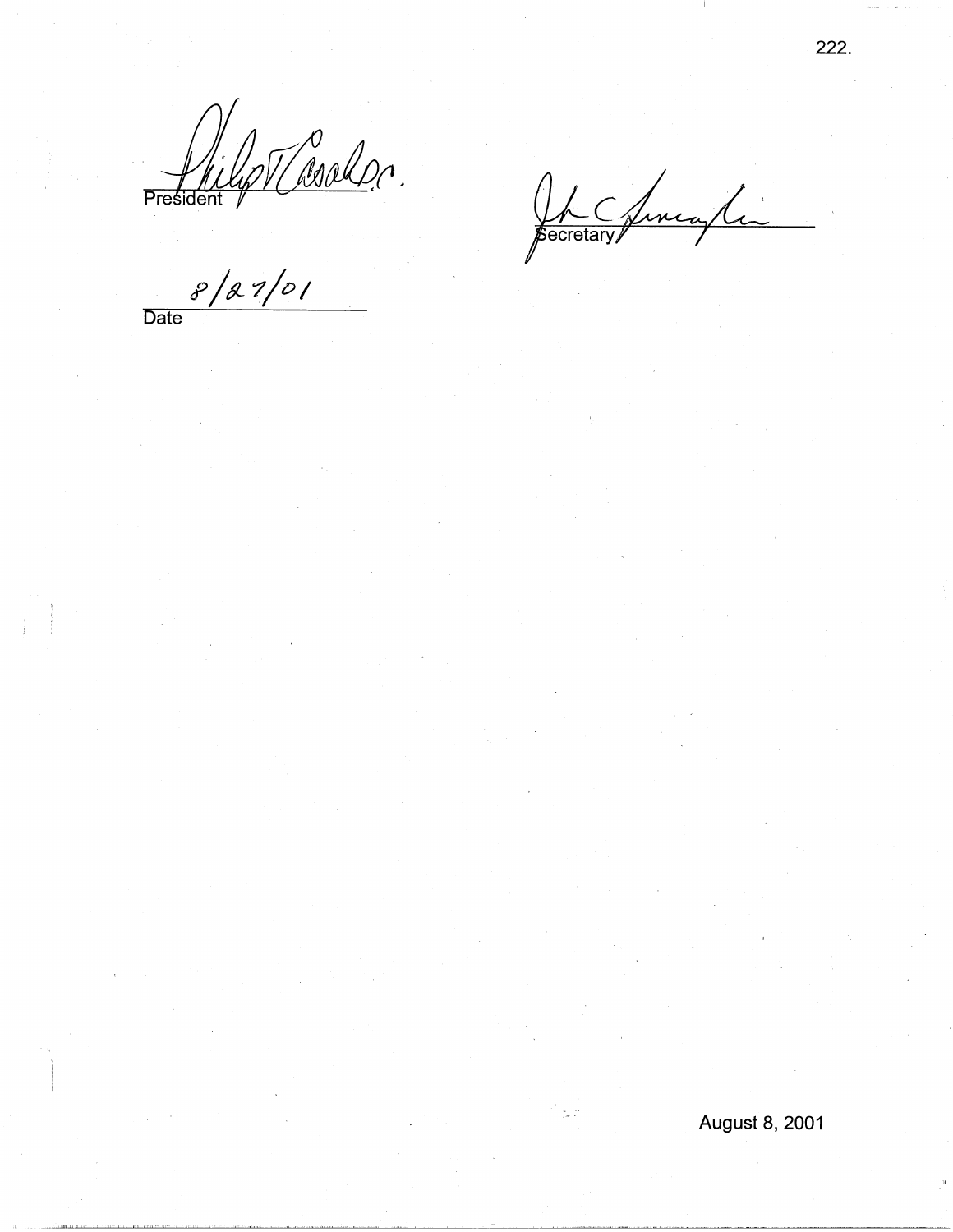Philip T. Casale Sr.
President

J C Juncaglia
Secretary

8/27/01
Date

August 8, 2001